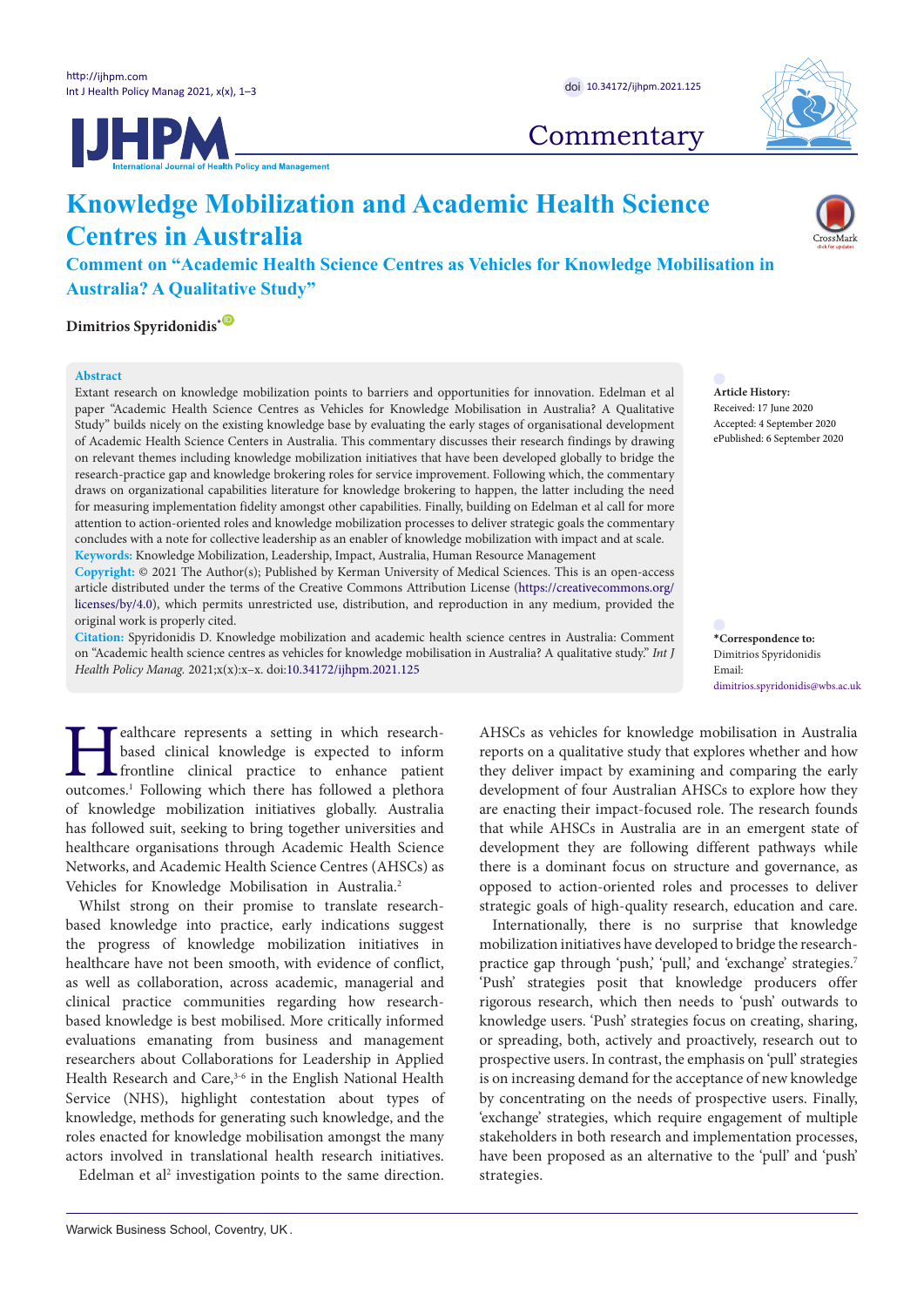Commentary

# Knowledge Mobilization and Academic Health Science Centres in Australia

## Comment on "Academic Health Science Centres as Vehicles for Knowledge Mobilisation in Australia? A Qualitative Study"

**Dimitrios Spyridonidis***

**Abstract**

Extant research on knowledge mobilization points to barriers and opportunities for innovation. Edelman et al paper "Academic Health Science Centres as Vehicles for Knowledge Mobilisation in Australia? A Qualitative Study" builds nicely on the existing knowledge base by evaluating the early stages of organisational development of Academic Health Science Centers in Australia. This commentary discusses their research findings by drawing on relevant themes including knowledge mobilization initiatives that have been developed globally to bridge the research-practice gap and knowledge brokering roles for service improvement. Following which, the commentary draws on organizational capabilities literature for knowledge brokering to happen, the latter including the need for measuring implementation fidelity amongst other capabilities. Finally, building on Edelman et al call for more attention to action-oriented roles and knowledge mobilization processes to deliver strategic goals the commentary concludes with a note for collective leadership as an enabler of knowledge mobilization with impact and at scale.

**Keywords:** Knowledge Mobilization, Leadership, Impact, Australia, Human Resource Management

**Copyright:** © 2021 The Author(s); Published by Kerman University of Medical Sciences. This is an open-access article distributed under the terms of the Creative Commons Attribution License (https://creativecommons.org/licenses/by/4.0), which permits unrestricted use, distribution, and reproduction in any medium, provided the original work is properly cited.

**Citation:** Spyridonidis D. Knowledge mobilization and academic health science centres in Australia: Comment on "Academic health science centres as vehicles for knowledge mobilisation in Australia? A qualitative study." *Int J Health Policy Manag.* 2021;x(x):x–x. doi:10.34172/ijhpm.2021.125

**Article History:**
Received: 17 June 2020
Accepted: 4 September 2020
ePublished: 6 September 2020

***Correspondence to:**
Dimitrios Spyridonidis
Email: dimitrios.spyridonidis@wbs.ac.uk

Healthcare represents a setting in which research-based clinical knowledge is expected to inform frontline clinical practice to enhance patient outcomes.[1] Following which there has followed a plethora of knowledge mobilization initiatives globally. Australia has followed suit, seeking to bring together universities and healthcare organisations through Academic Health Science Networks, and Academic Health Science Centres (AHSCs) as Vehicles for Knowledge Mobilisation in Australia.[2]

Whilst strong on their promise to translate research-based knowledge into practice, early indications suggest the progress of knowledge mobilization initiatives in healthcare have not been smooth, with evidence of conflict, as well as collaboration, across academic, managerial and clinical practice communities regarding how research-based knowledge is best mobilised. More critically informed evaluations emanating from business and management researchers about Collaborations for Leadership in Applied Health Research and Care,[3-6] in the English National Health Service (NHS), highlight contestation about types of knowledge, methods for generating such knowledge, and the roles enacted for knowledge mobilisation amongst the many actors involved in translational health research initiatives. Edelman et al[2] investigation points to the same direction. AHSCs as vehicles for knowledge mobilisation in Australia reports on a qualitative study that explores whether and how they deliver impact by examining and comparing the early development of four Australian AHSCs to explore how they are enacting their impact-focused role. The research founds that while AHSCs in Australia are in an emergent state of development they are following different pathways while there is a dominant focus on structure and governance, as opposed to action-oriented roles and processes to deliver strategic goals of high-quality research, education and care.

Internationally, there is no surprise that knowledge mobilization initiatives have developed to bridge the research-practice gap through 'push,' 'pull,' and 'exchange' strategies.[7] 'Push' strategies posit that knowledge producers offer rigorous research, which then needs to 'push' outwards to knowledge users. 'Push' strategies focus on creating, sharing, or spreading, both, actively and proactively, research out to prospective users. In contrast, the emphasis on 'pull' strategies is on increasing demand for the acceptance of new knowledge by concentrating on the needs of prospective users. Finally, 'exchange' strategies, which require engagement of multiple stakeholders in both research and implementation processes, have been proposed as an alternative to the 'pull' and 'push' strategies.

Warwick Business School, Coventry, UK.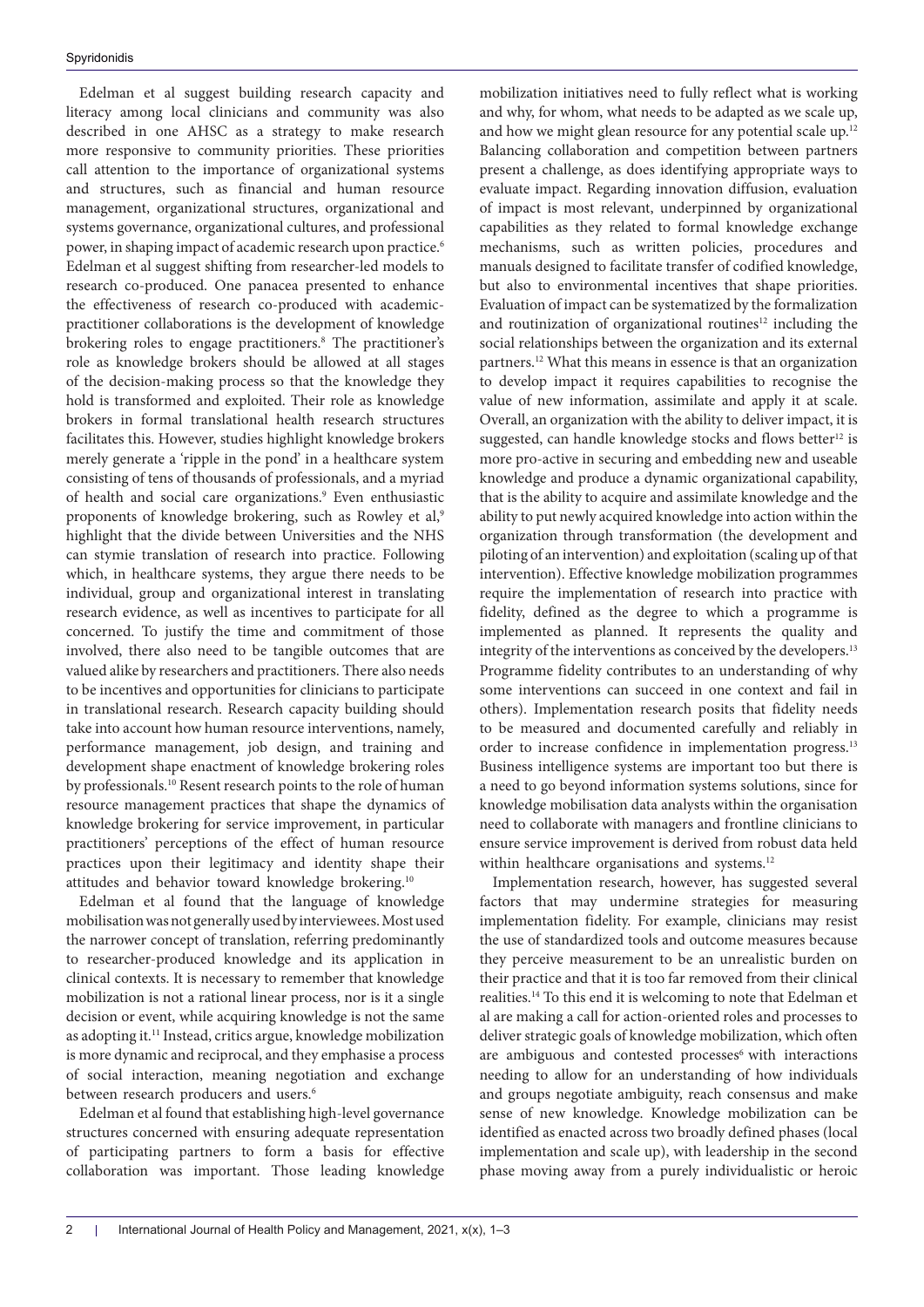Edelman et al suggest building research capacity and literacy among local clinicians and community was also described in one AHSC as a strategy to make research more responsive to community priorities. These priorities call attention to the importance of organizational systems and structures, such as financial and human resource management, organizational structures, organizational and systems governance, organizational cultures, and professional power, in shaping impact of academic research upon practice.[6] Edelman et al suggest shifting from researcher-led models to research co-produced. One panacea presented to enhance the effectiveness of research co-produced with academic-practitioner collaborations is the development of knowledge brokering roles to engage practitioners.[8] The practitioner's role as knowledge brokers should be allowed at all stages of the decision-making process so that the knowledge they hold is transformed and exploited. Their role as knowledge brokers in formal translational health research structures facilitates this. However, studies highlight knowledge brokers merely generate a 'ripple in the pond' in a healthcare system consisting of tens of thousands of professionals, and a myriad of health and social care organizations.[9] Even enthusiastic proponents of knowledge brokering, such as Rowley et al,[9] highlight that the divide between Universities and the NHS can stymie translation of research into practice. Following which, in healthcare systems, they argue there needs to be individual, group and organizational interest in translating research evidence, as well as incentives to participate for all concerned. To justify the time and commitment of those involved, there also need to be tangible outcomes that are valued alike by researchers and practitioners. There also needs to be incentives and opportunities for clinicians to participate in translational research. Research capacity building should take into account how human resource interventions, namely, performance management, job design, and training and development shape enactment of knowledge brokering roles by professionals.[10] Resent research points to the role of human resource management practices that shape the dynamics of knowledge brokering for service improvement, in particular practitioners' perceptions of the effect of human resource practices upon their legitimacy and identity shape their attitudes and behavior toward knowledge brokering.[10]

Edelman et al found that the language of knowledge mobilisation was not generally used by interviewees. Most used the narrower concept of translation, referring predominantly to researcher-produced knowledge and its application in clinical contexts. It is necessary to remember that knowledge mobilization is not a rational linear process, nor is it a single decision or event, while acquiring knowledge is not the same as adopting it.[11] Instead, critics argue, knowledge mobilization is more dynamic and reciprocal, and they emphasise a process of social interaction, meaning negotiation and exchange between research producers and users.[6]

Edelman et al found that establishing high-level governance structures concerned with ensuring adequate representation of participating partners to form a basis for effective collaboration was important. Those leading knowledge mobilization initiatives need to fully reflect what is working and why, for whom, what needs to be adapted as we scale up, and how we might glean resource for any potential scale up.[12] Balancing collaboration and competition between partners present a challenge, as does identifying appropriate ways to evaluate impact. Regarding innovation diffusion, evaluation of impact is most relevant, underpinned by organizational capabilities as they related to formal knowledge exchange mechanisms, such as written policies, procedures and manuals designed to facilitate transfer of codified knowledge, but also to environmental incentives that shape priorities. Evaluation of impact can be systematized by the formalization and routinization of organizational routines[12] including the social relationships between the organization and its external partners.[12] What this means in essence is that an organization to develop impact it requires capabilities to recognise the value of new information, assimilate and apply it at scale. Overall, an organization with the ability to deliver impact, it is suggested, can handle knowledge stocks and flows better[12] is more pro-active in securing and embedding new and useable knowledge and produce a dynamic organizational capability, that is the ability to acquire and assimilate knowledge and the ability to put newly acquired knowledge into action within the organization through transformation (the development and piloting of an intervention) and exploitation (scaling up of that intervention). Effective knowledge mobilization programmes require the implementation of research into practice with fidelity, defined as the degree to which a programme is implemented as planned. It represents the quality and integrity of the interventions as conceived by the developers.[13] Programme fidelity contributes to an understanding of why some interventions can succeed in one context and fail in others). Implementation research posits that fidelity needs to be measured and documented carefully and reliably in order to increase confidence in implementation progress.[13] Business intelligence systems are important too but there is a need to go beyond information systems solutions, since for knowledge mobilisation data analysts within the organisation need to collaborate with managers and frontline clinicians to ensure service improvement is derived from robust data held within healthcare organisations and systems.[12]

Implementation research, however, has suggested several factors that may undermine strategies for measuring implementation fidelity. For example, clinicians may resist the use of standardized tools and outcome measures because they perceive measurement to be an unrealistic burden on their practice and that it is too far removed from their clinical realities.[14] To this end it is welcoming to note that Edelman et al are making a call for action-oriented roles and processes to deliver strategic goals of knowledge mobilization, which often are ambiguous and contested processes[6] with interactions needing to allow for an understanding of how individuals and groups negotiate ambiguity, reach consensus and make sense of new knowledge. Knowledge mobilization can be identified as enacted across two broadly defined phases (local implementation and scale up), with leadership in the second phase moving away from a purely individualistic or heroic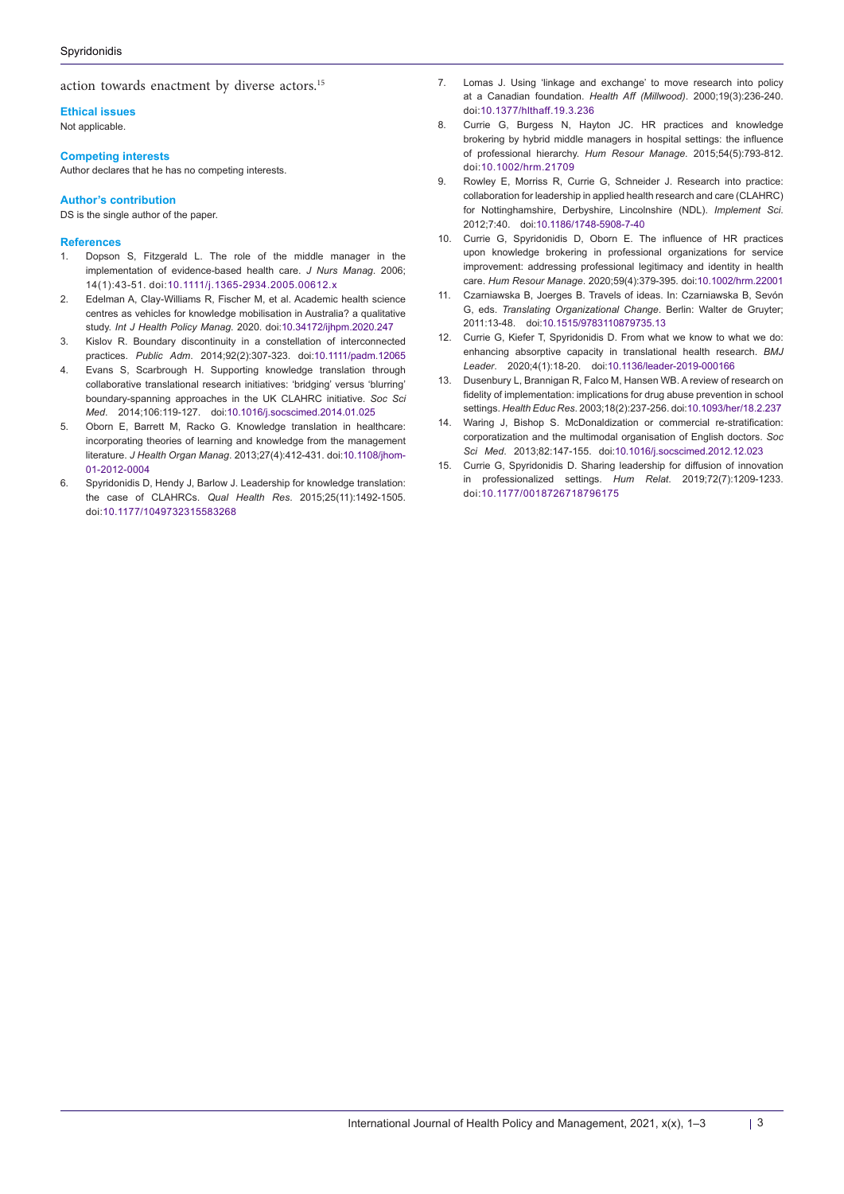action towards enactment by diverse actors.[15]

## Ethical issues

Not applicable.

## Competing interests

Author declares that he has no competing interests.

## Author's contribution

DS is the single author of the paper.

## References

1. Dopson S, Fitzgerald L. The role of the middle manager in the implementation of evidence-based health care. *J Nurs Manag*. 2006; 14(1):43-51. doi:10.1111/j.1365-2934.2005.00612.x
2. Edelman A, Clay-Williams R, Fischer M, et al. Academic health science centres as vehicles for knowledge mobilisation in Australia? a qualitative study. *Int J Health Policy Manag*. 2020. doi:10.34172/ijhpm.2020.247
3. Kislov R. Boundary discontinuity in a constellation of interconnected practices. *Public Adm*. 2014;92(2):307-323. doi:10.1111/padm.12065
4. Evans S, Scarbrough H. Supporting knowledge translation through collaborative translational research initiatives: 'bridging' versus 'blurring' boundary-spanning approaches in the UK CLAHRC initiative. *Soc Sci Med*. 2014;106:119-127. doi:10.1016/j.socscimed.2014.01.025
5. Oborn E, Barrett M, Racko G. Knowledge translation in healthcare: incorporating theories of learning and knowledge from the management literature. *J Health Organ Manag*. 2013;27(4):412-431. doi:10.1108/jhom-01-2012-0004
6. Spyridonidis D, Hendy J, Barlow J. Leadership for knowledge translation: the case of CLAHRCs. *Qual Health Res*. 2015;25(11):1492-1505. doi:10.1177/1049732315583268
7. Lomas J. Using 'linkage and exchange' to move research into policy at a Canadian foundation. *Health Aff (Millwood)*. 2000;19(3):236-240. doi:10.1377/hlthaff.19.3.236
8. Currie G, Burgess N, Hayton JC. HR practices and knowledge brokering by hybrid middle managers in hospital settings: the influence of professional hierarchy. *Hum Resour Manage*. 2015;54(5):793-812. doi:10.1002/hrm.21709
9. Rowley E, Morriss R, Currie G, Schneider J. Research into practice: collaboration for leadership in applied health research and care (CLAHRC) for Nottinghamshire, Derbyshire, Lincolnshire (NDL). *Implement Sci*. 2012;7:40. doi:10.1186/1748-5908-7-40
10. Currie G, Spyridonidis D, Oborn E. The influence of HR practices upon knowledge brokering in professional organizations for service improvement: addressing professional legitimacy and identity in health care. *Hum Resour Manage*. 2020;59(4):379-395. doi:10.1002/hrm.22001
11. Czarniawska B, Joerges B. Travels of ideas. In: Czarniawska B, Sevón G, eds. *Translating Organizational Change*. Berlin: Walter de Gruyter; 2011:13-48. doi:10.1515/9783110879735.13
12. Currie G, Kiefer T, Spyridonidis D. From what we know to what we do: enhancing absorptive capacity in translational health research. *BMJ Leader*. 2020;4(1):18-20. doi:10.1136/leader-2019-000166
13. Dusenbury L, Brannigan R, Falco M, Hansen WB. A review of research on fidelity of implementation: implications for drug abuse prevention in school settings. *Health Educ Res*. 2003;18(2):237-256. doi:10.1093/her/18.2.237
14. Waring J, Bishop S. McDonaldization or commercial re-stratification: corporatization and the multimodal organisation of English doctors. *Soc Sci Med*. 2013;82:147-155. doi:10.1016/j.socscimed.2012.12.023
15. Currie G, Spyridonidis D. Sharing leadership for diffusion of innovation in professionalized settings. *Hum Relat*. 2019;72(7):1209-1233. doi:10.1177/0018726718796175